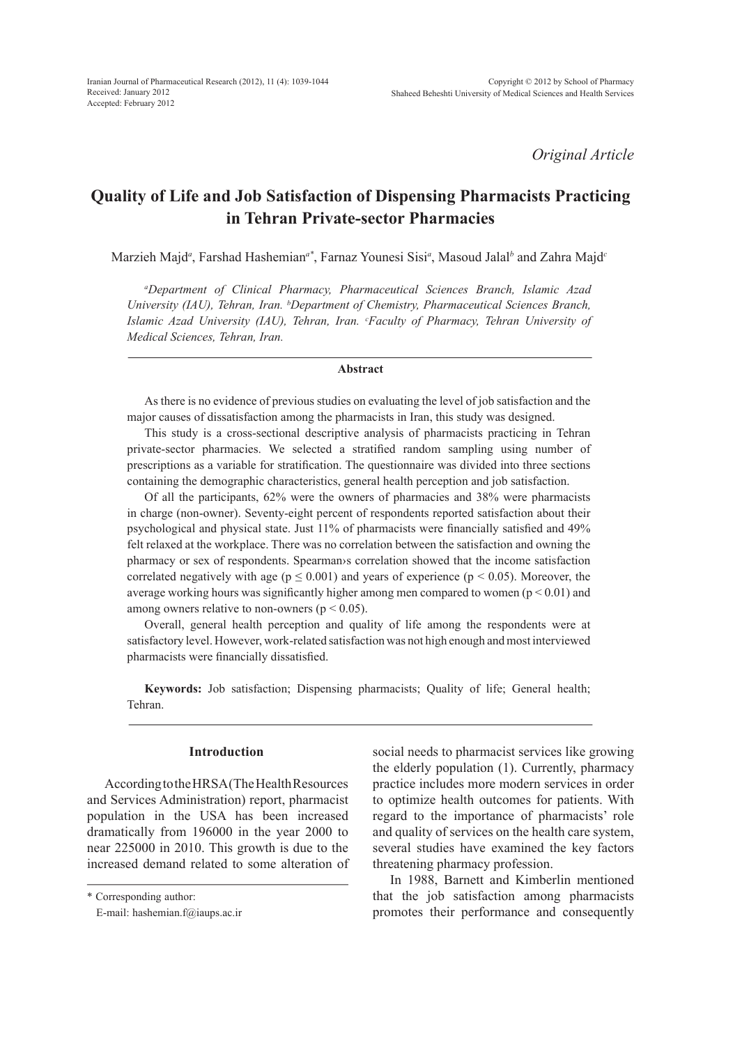*Original Article*

# Quality of Life and Job Satisfaction of Dispensing Pharmacists Practicing in Tehran Private-sector Pharmacies

Marzieh Majd[a], Farshad Hashemian[a*], Farnaz Younesi Sisi[a], Masoud Jalal[b] and Zahra Majd[c]

[a]*Department of Clinical Pharmacy, Pharmaceutical Sciences Branch, Islamic Azad University (IAU), Tehran, Iran.* [b]*Department of Chemistry, Pharmaceutical Sciences Branch, Islamic Azad University (IAU), Tehran, Iran.* [c]*Faculty of Pharmacy, Tehran University of Medical Sciences, Tehran, Iran.*

## Abstract

As there is no evidence of previous studies on evaluating the level of job satisfaction and the major causes of dissatisfaction among the pharmacists in Iran, this study was designed.

This study is a cross-sectional descriptive analysis of pharmacists practicing in Tehran private-sector pharmacies. We selected a stratified random sampling using number of prescriptions as a variable for stratification. The questionnaire was divided into three sections containing the demographic characteristics, general health perception and job satisfaction.

Of all the participants, 62% were the owners of pharmacies and 38% were pharmacists in charge (non-owner). Seventy-eight percent of respondents reported satisfaction about their psychological and physical state. Just 11% of pharmacists were financially satisfied and 49% felt relaxed at the workplace. There was no correlation between the satisfaction and owning the pharmacy or sex of respondents. Spearman›s correlation showed that the income satisfaction correlated negatively with age ($p \leq 0.001$) and years of experience ($p < 0.05$). Moreover, the average working hours was significantly higher among men compared to women ($p < 0.01$) and among owners relative to non-owners ($p < 0.05$).

Overall, general health perception and quality of life among the respondents were at satisfactory level. However, work-related satisfaction was not high enough and most interviewed pharmacists were financially dissatisfied.

**Keywords:** Job satisfaction; Dispensing pharmacists; Quality of life; General health; Tehran.

## Introduction

According to the HRSA (The Health Resources and Services Administration) report, pharmacist population in the USA has been increased dramatically from 196000 in the year 2000 to near 225000 in 2010. This growth is due to the increased demand related to some alteration of social needs to pharmacist services like growing the elderly population (1). Currently, pharmacy practice includes more modern services in order to optimize health outcomes for patients. With regard to the importance of pharmacists' role and quality of services on the health care system, several studies have examined the key factors threatening pharmacy profession.

In 1988, Barnett and Kimberlin mentioned that the job satisfaction among pharmacists promotes their performance and consequently

\* Corresponding author:
E-mail: hashemian.f@iaups.ac.ir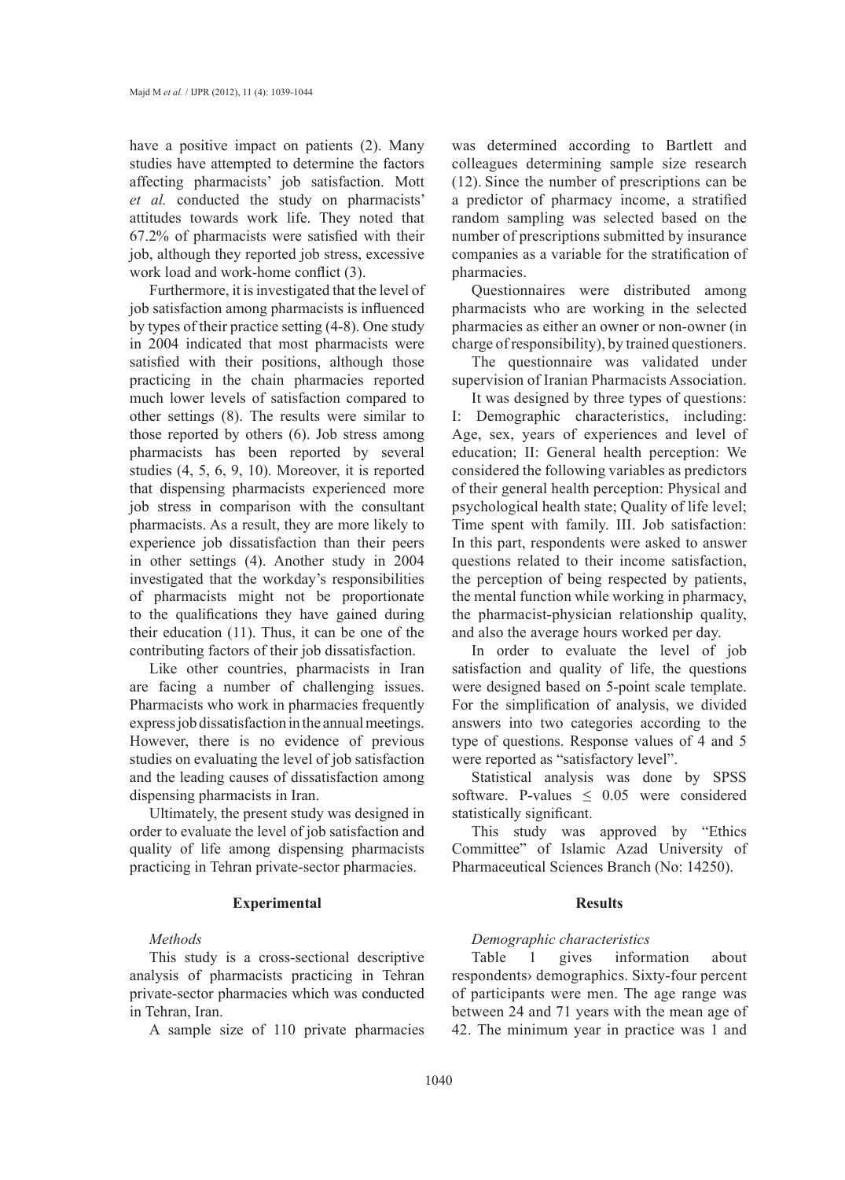have a positive impact on patients (2). Many studies have attempted to determine the factors affecting pharmacists' job satisfaction. Mott *et al.* conducted the study on pharmacists' attitudes towards work life. They noted that 67.2% of pharmacists were satisfied with their job, although they reported job stress, excessive work load and work-home conflict (3).

Furthermore, it is investigated that the level of job satisfaction among pharmacists is influenced by types of their practice setting (4-8). One study in 2004 indicated that most pharmacists were satisfied with their positions, although those practicing in the chain pharmacies reported much lower levels of satisfaction compared to other settings (8). The results were similar to those reported by others (6). Job stress among pharmacists has been reported by several studies (4, 5, 6, 9, 10). Moreover, it is reported that dispensing pharmacists experienced more job stress in comparison with the consultant pharmacists. As a result, they are more likely to experience job dissatisfaction than their peers in other settings (4). Another study in 2004 investigated that the workday's responsibilities of pharmacists might not be proportionate to the qualifications they have gained during their education (11). Thus, it can be one of the contributing factors of their job dissatisfaction.

Like other countries, pharmacists in Iran are facing a number of challenging issues. Pharmacists who work in pharmacies frequently express job dissatisfaction in the annual meetings. However, there is no evidence of previous studies on evaluating the level of job satisfaction and the leading causes of dissatisfaction among dispensing pharmacists in Iran.

Ultimately, the present study was designed in order to evaluate the level of job satisfaction and quality of life among dispensing pharmacists practicing in Tehran private-sector pharmacies.

## Experimental

### *Methods*

This study is a cross-sectional descriptive analysis of pharmacists practicing in Tehran private-sector pharmacies which was conducted in Tehran, Iran.

A sample size of 110 private pharmacies was determined according to Bartlett and colleagues determining sample size research (12). Since the number of prescriptions can be a predictor of pharmacy income, a stratified random sampling was selected based on the number of prescriptions submitted by insurance companies as a variable for the stratification of pharmacies.

Questionnaires were distributed among pharmacists who are working in the selected pharmacies as either an owner or non-owner (in charge of responsibility), by trained questioners.

The questionnaire was validated under supervision of Iranian Pharmacists Association.

It was designed by three types of questions: I: Demographic characteristics, including: Age, sex, years of experiences and level of education; II: General health perception: We considered the following variables as predictors of their general health perception: Physical and psychological health state; Quality of life level; Time spent with family. III. Job satisfaction: In this part, respondents were asked to answer questions related to their income satisfaction, the perception of being respected by patients, the mental function while working in pharmacy, the pharmacist-physician relationship quality, and also the average hours worked per day.

In order to evaluate the level of job satisfaction and quality of life, the questions were designed based on 5-point scale template. For the simplification of analysis, we divided answers into two categories according to the type of questions. Response values of 4 and 5 were reported as "satisfactory level".

Statistical analysis was done by SPSS software. P-values $\leq$ 0.05 were considered statistically significant.

This study was approved by "Ethics Committee" of Islamic Azad University of Pharmaceutical Sciences Branch (No: 14250).

## Results

### *Demographic characteristics*

Table 1 gives information about respondents› demographics. Sixty-four percent of participants were men. The age range was between 24 and 71 years with the mean age of 42. The minimum year in practice was 1 and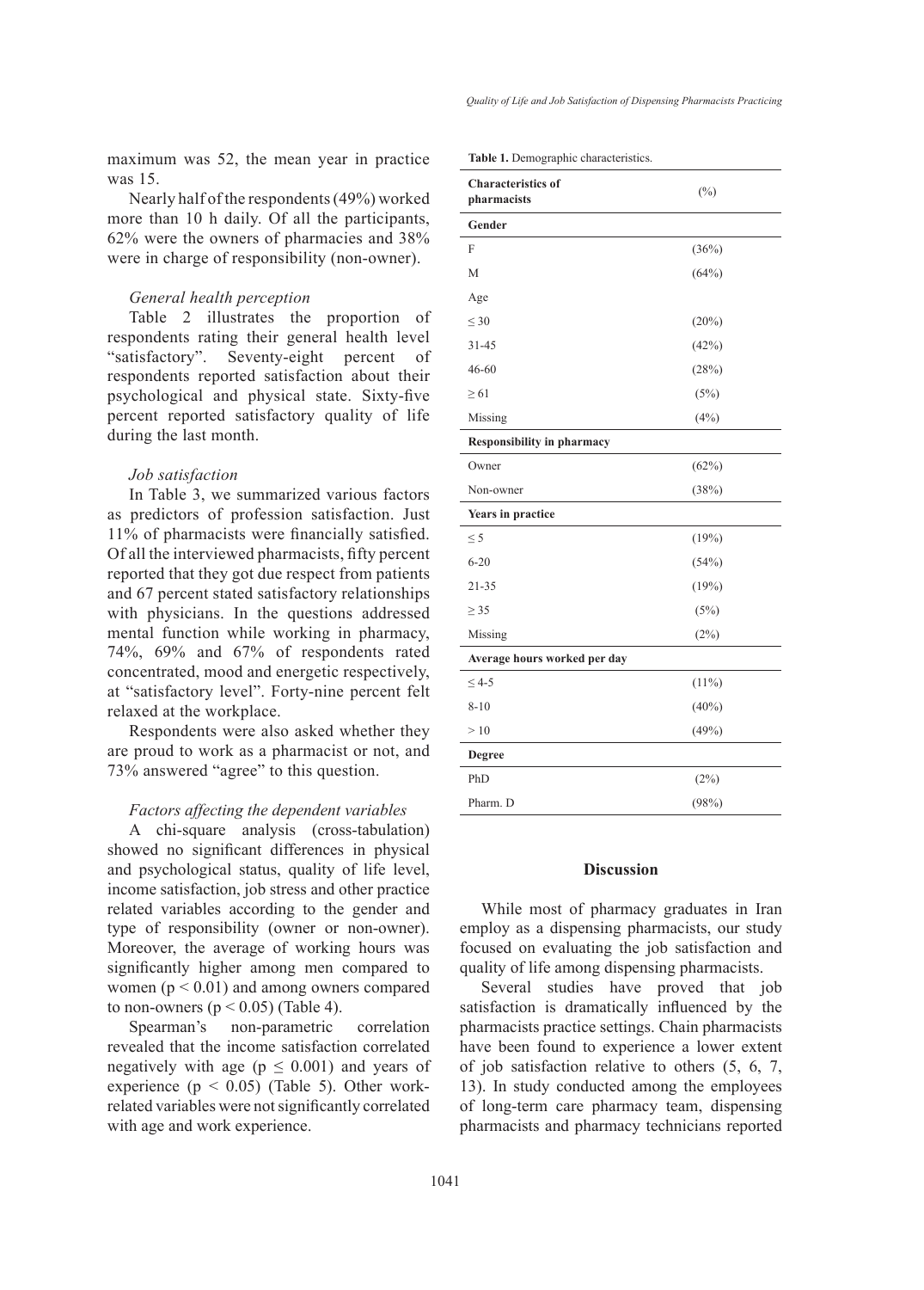maximum was 52, the mean year in practice was 15.

Nearly half of the respondents (49%) worked more than 10 h daily. Of all the participants, 62% were the owners of pharmacies and 38% were in charge of responsibility (non-owner).

### *General health perception*

Table 2 illustrates the proportion of respondents rating their general health level "satisfactory". Seventy-eight percent of respondents reported satisfaction about their psychological and physical state. Sixty-five percent reported satisfactory quality of life during the last month.

### *Job satisfaction*

In Table 3, we summarized various factors as predictors of profession satisfaction. Just 11% of pharmacist were financially satisfied. Of all the interviewed pharmacists, fifty percent reported that they got due respect from patients and 67 percent stated satisfactory relationships with physicians. In the questions addressed mental function while working in pharmacy, 74%, 69% and 67% of respondents rated concentrated, mood and energetic respectively, at "satisfactory level". Forty-nine percent felt relaxed at the workplace.

Respondents were also asked whether they are proud to work as a pharmacist or not, and 73% answered "agree" to this question.

### *Factors affecting the dependent variables*

A chi-square analysis (cross-tabulation) showed no significant differences in physical and psychological status, quality of life level, income satisfaction, job stress and other practice related variables according to the gender and type of responsibility (owner or non-owner). Moreover, the average of working hours was significantly higher among men compared to women ($p < 0.01$) and among owners compared to non-owners ($p < 0.05$) (Table 4).

Spearman's non-parametric correlation revealed that the income satisfaction correlated negatively with age ($p \leq 0.001$) and years of experience ($p < 0.05$) (Table 5). Other work-related variables were not significantly correlated with age and work experience.

**Table 1.** Demographic characteristics.

| Characteristics of pharmacists | (%) |
|---|---|
| **Gender** | |
| F | (36%) |
| M | (64%) |
| Age | |
| ≤ 30 | (20%) |
| 31-45 | (42%) |
| 46-60 | (28%) |
| ≥ 61 | (5%) |
| Missing | (4%) |
| **Responsibility in pharmacy** | |
| Owner | (62%) |
| Non-owner | (38%) |
| **Years in practice** | |
| ≤ 5 | (19%) |
| 6-20 | (54%) |
| 21-35 | (19%) |
| ≥ 35 | (5%) |
| Missing | (2%) |
| **Average hours worked per day** | |
| ≤ 4-5 | (11%) |
| 8-10 | (40%) |
| > 10 | (49%) |
| **Degree** | |
| PhD | (2%) |
| Pharm. D | (98%) |

## Discussion

While most of pharmacy graduates in Iran employ as a dispensing pharmacists, our study focused on evaluating the job satisfaction and quality of life among dispensing pharmacists.

Several studies have proved that job satisfaction is dramatically influenced by the pharmacists practice settings. Chain pharmacists have been found to experience a lower extent of job satisfaction relative to others (5, 6, 7, 13). In study conducted among the employees of long-term care pharmacy team, dispensing pharmacists and pharmacy technicians reported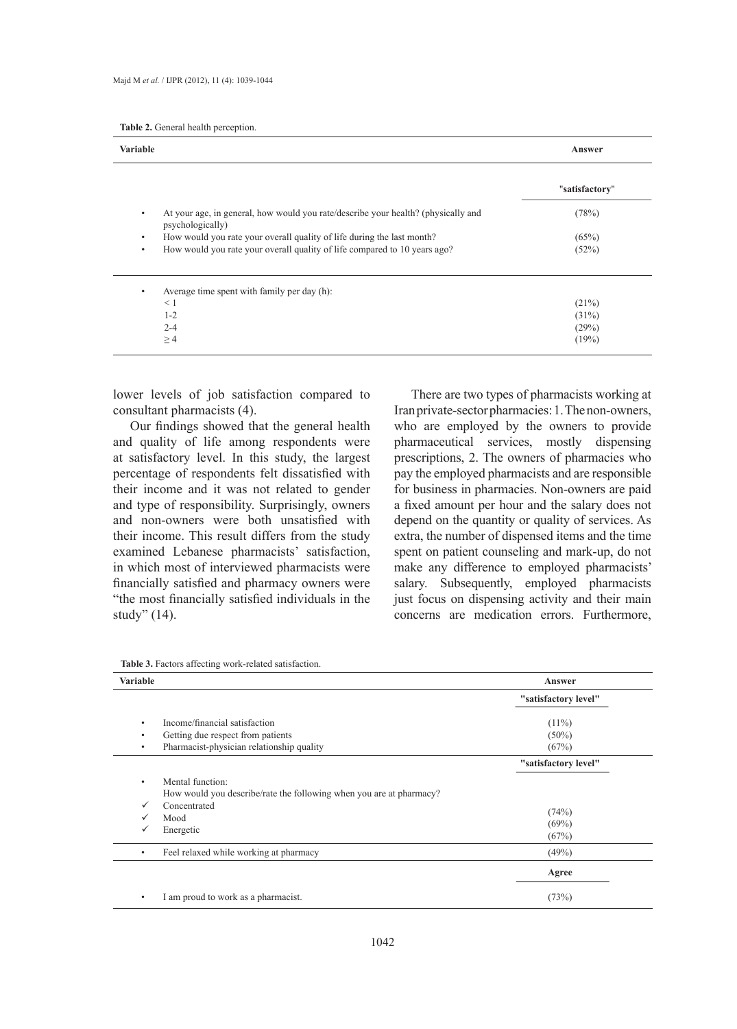**Table 2.** General health perception.

| Variable | Answer |
|---|---|
| | "satisfactory" |
| • At your age, in general, how would you rate/describe your health? (physically and psychologically) | (78%) |
| • How would you rate your overall quality of life during the last month? | (65%) |
| • How would you rate your overall quality of life compared to 10 years ago? | (52%) |
| • Average time spent with family per day (h): | |
| < 1 | (21%) |
| 1-2 | (31%) |
| 2-4 | (29%) |
| ≥ 4 | (19%) |

lower levels of job satisfaction compared to consultant pharmacists (4).

Our findings showed that the general health and quality of life among respondents were at satisfactory level. In this study, the largest percentage of respondents felt dissatisfied with their income and it was not related to gender and type of responsibility. Surprisingly, owners and non-owners were both unsatisfied with their income. This result differs from the study examined Lebanese pharmacists' satisfaction, in which most of interviewed pharmacists were financially satisfied and pharmacy owners were "the most financially satisfied individuals in the study" (14).

There are two types of pharmacists working at Iran private-sector pharmacies: 1. The non-owners, who are employed by the owners to provide pharmaceutical services, mostly dispensing prescriptions, 2. The owners of pharmacies who pay the employed pharmacists and are responsible for business in pharmacies. Non-owners are paid a fixed amount per hour and the salary does not depend on the quantity or quality of services. As extra, the number of dispensed items and the time spent on patient counseling and mark-up, do not make any difference to employed pharmacists' salary. Subsequently, employed pharmacists just focus on dispensing activity and their main concerns are medication errors. Furthermore,

**Table 3.** Factors affecting work-related satisfaction.

| Variable | Answer |
|---|---|
| | "satisfactory level" |
| • Income/financial satisfaction | (11%) |
| • Getting due respect from patients | (50%) |
| • Pharmacist-physician relationship quality | (67%) |
| | "satisfactory level" |
| • Mental function: How would you describe/rate the following when you are at pharmacy? | |
| ✓ Concentrated | (74%) |
| ✓ Mood | (69%) |
| ✓ Energetic | (67%) |
| • Feel relaxed while working at pharmacy | (49%) |
| | Agree |
| • I am proud to work as a pharmacist. | (73%) |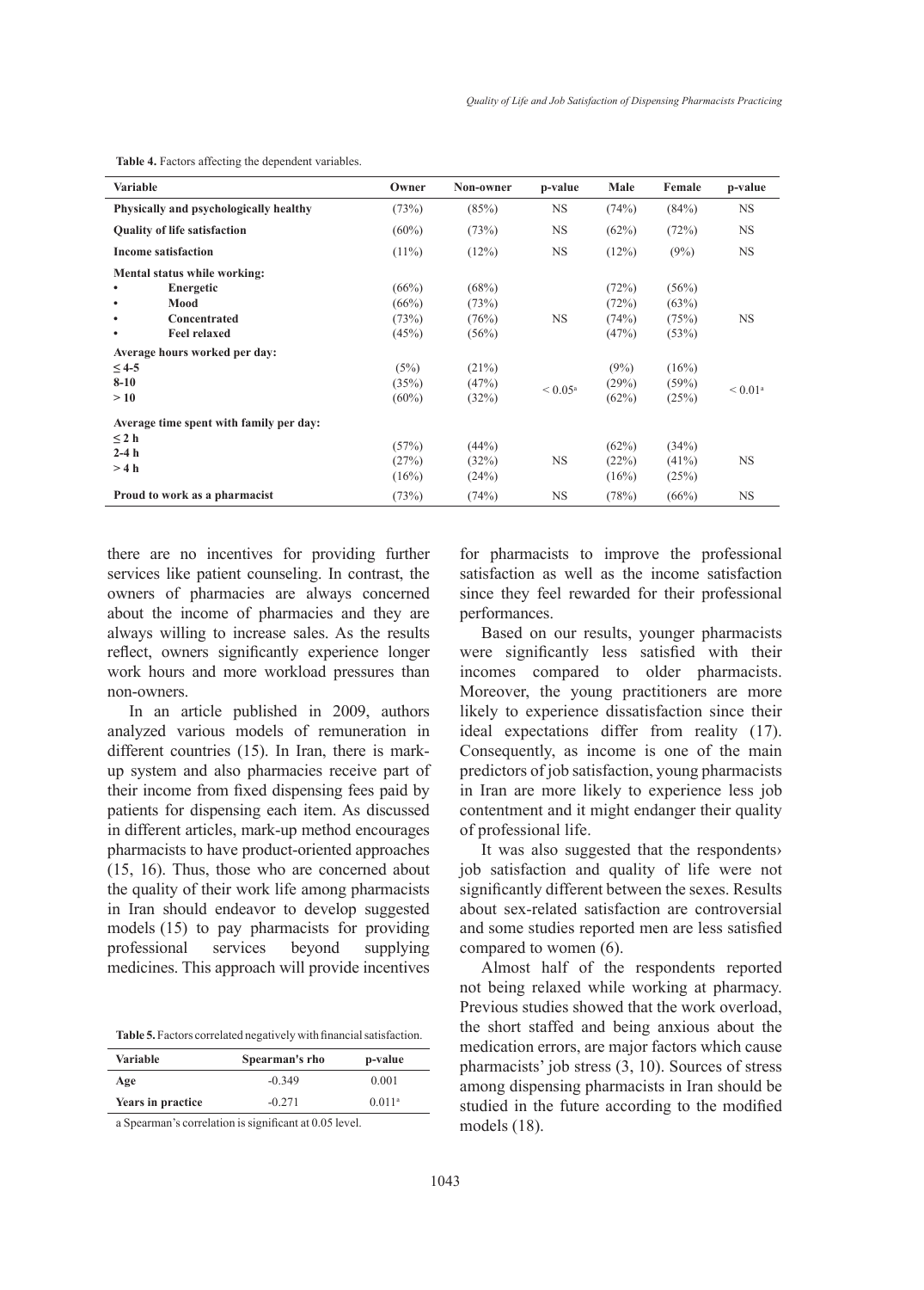**Table 4.** Factors affecting the dependent variables.

| Variable | Owner | Non-owner | p-value | Male | Female | p-value |
|---|---|---|---|---|---|---|
| **Physically and psychologically healthy** | (73%) | (85%) | NS | (74%) | (84%) | NS |
| **Quality of life satisfaction** | (60%) | (73%) | NS | (62%) | (72%) | NS |
| **Income satisfaction** | (11%) | (12%) | NS | (12%) | (9%) | NS |
| **Mental status while working:** | | | | | | |
| • **Energetic** | (66%) | (68%) | | (72%) | (56%) | |
| • **Mood** | (66%) | (73%) | NS | (72%) | (63%) | NS |
| • **Concentrated** | (73%) | (76%) | | (74%) | (75%) | |
| • **Feel relaxed** | (45%) | (56%) | | (47%) | (53%) | |
| **Average hours worked per day:** | | | | | | |
| **≤ 4-5** | (5%) | (21%) | | (9%) | (16%) | |
| **8-10** | (35%) | (47%) | $< 0.05$[a] | (29%) | (59%) | $< 0.01$[a] |
| **> 10** | (60%) | (32%) | | (62%) | (25%) | |
| **Average time spent with family per day:** | | | | | | |
| **≤ 2 h** | (57%) | (44%) | | (62%) | (34%) | |
| **2-4 h** | (27%) | (32%) | NS | (22%) | (41%) | NS |
| **> 4 h** | (16%) | (24%) | | (16%) | (25%) | |
| **Proud to work as a pharmacist** | (73%) | (74%) | NS | (78%) | (66%) | NS |

there are no incentives for providing further services like patient counseling. In contrast, the owners of pharmacies are always concerned about the income of pharmacies and they are always willing to increase sales. As the results reflect, owners significantly experience longer work hours and more workload pressures than non-owners.

In an article published in 2009, authors analyzed various models of remuneration in different countries (15). In Iran, there is mark-up system and also pharmacies receive part of their income from fixed dispensing fees paid by patients for dispensing each item. As discussed in different articles, mark-up method encourages pharmacists to have product-oriented approaches (15, 16). Thus, those who are concerned about the quality of their work life among pharmacists in Iran should endeavor to develop suggested models (15) to pay pharmacists for providing professional services beyond supplying medicines. This approach will provide incentives for pharmacists to improve the professional satisfaction as well as the income satisfaction since they feel rewarded for their professional performances.

**Table 5.** Factors correlated negatively with financial satisfaction.

| Variable | Spearman's rho | p-value |
|---|---|---|
| **Age** | -0.349 | 0.001 |
| **Years in practice** | -0.271 | 0.011[a] |

a Spearman's correlation is significant at 0.05 level.

Based on our results, younger pharmacists were significantly less satisfied with their incomes compared to older pharmacists. Moreover, the young practitioners are more likely to experience dissatisfaction since their ideal expectations differ from reality (17). Consequently, as income is one of the main predictors of job satisfaction, young pharmacists in Iran are more likely to experience less job contentment and it might endanger their quality of professional life.

It was also suggested that the respondents› job satisfaction and quality of life were not significantly different between the sexes. Results about sex-related satisfaction are controversial and some studies reported men are less satisfied compared to women (6).

Almost half of the respondents reported not being relaxed while working at pharmacy. Previous studies showed that the work overload, the short staffed and being anxious about the medication errors, are major factors which cause pharmacists' job stress (3, 10). Sources of stress among dispensing pharmacists in Iran should be studied in the future according to the modified models (18).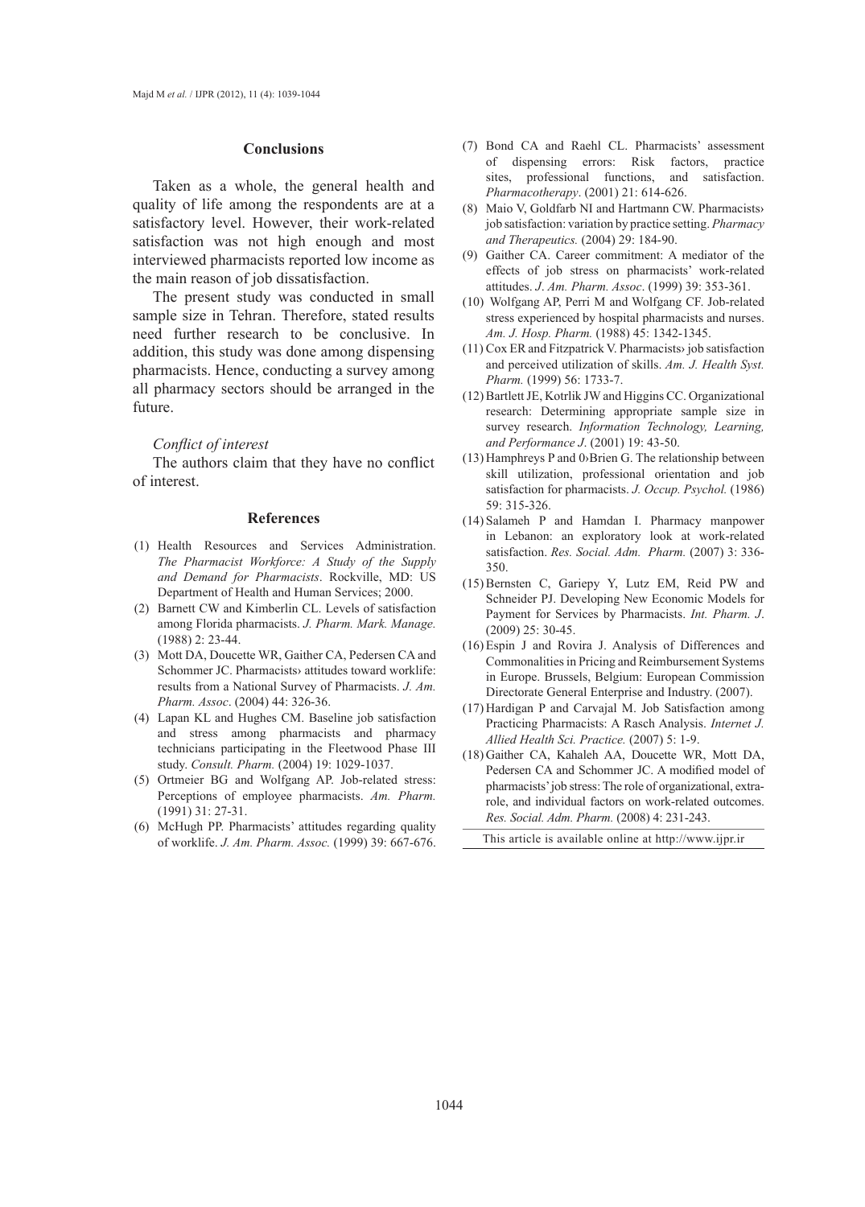## Conclusions

Taken as a whole, the general health and quality of life among the respondents are at a satisfactory level. However, their work-related satisfaction was not high enough and most interviewed pharmacists reported low income as the main reason of job dissatisfaction.

The present study was conducted in small sample size in Tehran. Therefore, stated results need further research to be conclusive. In addition, this study was done among dispensing pharmacists. Hence, conducting a survey among all pharmacy sectors should be arranged in the future.

### *Conflict of interest*

The authors claim that they have no conflict of interest.

## References

(1) Health Resources and Services Administration. *The Pharmacist Workforce: A Study of the Supply and Demand for Pharmacists*. Rockville, MD: US Department of Health and Human Services; 2000.

(2) Barnett CW and Kimberlin CL. Levels of satisfaction among Florida pharmacists. *J. Pharm. Mark. Manage.* (1988) 2: 23-44.

(3) Mott DA, Doucette WR, Gaither CA, Pedersen CA and Schommer JC. Pharmacists› attitudes toward worklife: results from a National Survey of Pharmacists. *J. Am. Pharm. Assoc*. (2004) 44: 326-36.

(4) Lapan KL and Hughes CM. Baseline job satisfaction and stress among pharmacists and pharmacy technicians participating in the Fleetwood Phase III study. *Consult. Pharm.* (2004) 19: 1029-1037.

(5) Ortmeier BG and Wolfgang AP. Job-related stress: Perceptions of employee pharmacists. *Am. Pharm.* (1991) 31: 27-31.

(6) McHugh PP. Pharmacists' attitudes regarding quality of worklife. *J. Am. Pharm. Assoc.* (1999) 39: 667-676.

(7) Bond CA and Raehl CL. Pharmacists' assessment of dispensing errors: Risk factors, practice sites, professional functions, and satisfaction. *Pharmacotherapy*. (2001) 21: 614-626.

(8) Maio V, Goldfarb NI and Hartmann CW. Pharmacists› job satisfaction: variation by practice setting. *Pharmacy and Therapeutics.* (2004) 29: 184-90.

(9) Gaither CA. Career commitment: A mediator of the effects of job stress on pharmacists' work-related attitudes. *J*. *Am. Pharm. Assoc*. (1999) 39: 353-361.

(10) Wolfgang AP, Perri M and Wolfgang CF. Job-related stress experienced by hospital pharmacists and nurses. *Am. J. Hosp. Pharm.* (1988) 45: 1342-1345.

(11) Cox ER and Fitzpatrick V. Pharmacists› job satisfaction and perceived utilization of skills. *Am. J. Health Syst. Pharm.* (1999) 56: 1733-7.

(12) Bartlett JE, Kotrlik JW and Higgins CC. Organizational research: Determining appropriate sample size in survey research. *Information Technology, Learning, and Performance J*. (2001) 19: 43-50.

(13) Hamphreys P and 0›Brien G. The relationship between skill utilization, professional orientation and job satisfaction for pharmacists. *J. Occup. Psychol.* (1986) 59: 315-326.

(14) Salameh P and Hamdan I. Pharmacy manpower in Lebanon: an exploratory look at work-related satisfaction. *Res. Social. Adm. Pharm.* (2007) 3: 336-350.

(15) Bernsten C, Gariepy Y, Lutz EM, Reid PW and Schneider PJ. Developing New Economic Models for Payment for Services by Pharmacists. *Int. Pharm. J*. (2009) 25: 30-45.

(16) Espin J and Rovira J. Analysis of Differences and Commonalities in Pricing and Reimbursement Systems in Europe. Brussels, Belgium: European Commission Directorate General Enterprise and Industry. (2007).

(17) Hardigan P and Carvajal M. Job Satisfaction among Practicing Pharmacists: A Rasch Analysis. *Internet J. Allied Health Sci. Practice.* (2007) 5: 1-9.

(18) Gaither CA, Kahaleh AA, Doucette WR, Mott DA, Pedersen CA and Schommer JC. A modified model of pharmacists' job stress: The role of organizational, extra-role, and individual factors on work-related outcomes. *Res. Social. Adm. Pharm.* (2008) 4: 231-243.

This article is available online at http://www.ijpr.ir